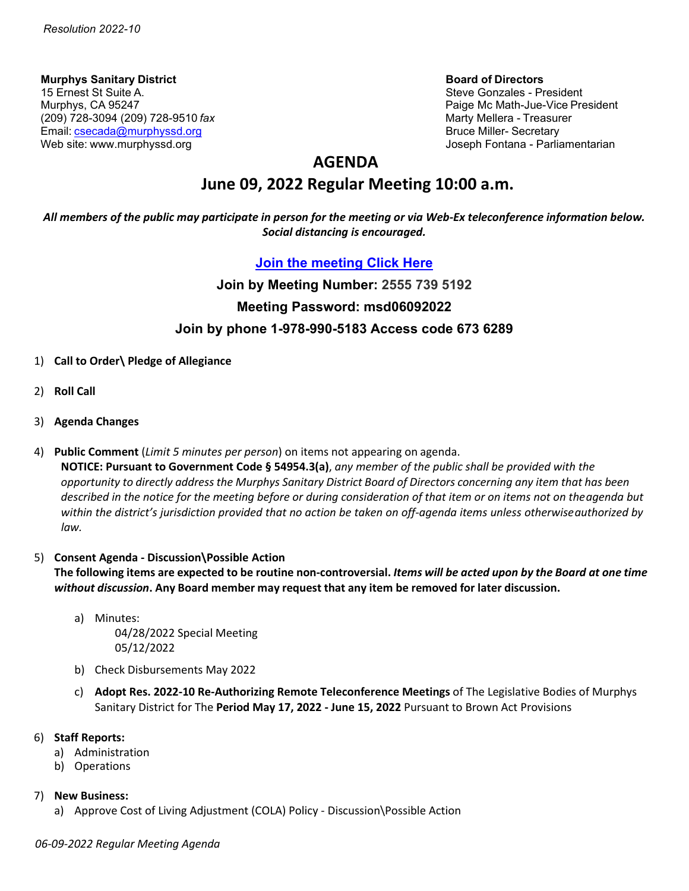**Murphys Sanitary District**
15 Ernest St Suite A.
Murphys, CA 95247
(209) 728-3094 (209) 728-9510 *fax*
Email: csecada@murphyssd.org
Web site: www.murphyssd.org

**Board of Directors**
Steve Gonzales - President
Paige Mc Math-Jue-Vice President
Marty Mellera - Treasurer
Bruce Miller- Secretary
Joseph Fontana - Parliamentarian

# AGENDA

## June 09, 2022 Regular Meeting 10:00 a.m.

***All members of the public may participate in person for the meeting or via Web-Ex teleconference information below. Social distancing is encouraged.***

**Join the meeting Click Here**

**Join by Meeting Number: 2555 739 5192**

**Meeting Password: msd06092022**

**Join by phone 1-978-990-5183 Access code 673 6289**

1) **Call to Order\ Pledge of Allegiance**

2) **Roll Call**

3) **Agenda Changes**

4) **Public Comment** (*Limit 5 minutes per person*) on items not appearing on agenda.
   **NOTICE: Pursuant to Government Code § 54954.3(a)**, *any member of the public shall be provided with the opportunity to directly address the Murphys Sanitary District Board of Directors concerning any item that has been described in the notice for the meeting before or during consideration of that item or on items not on the agenda but within the district's jurisdiction provided that no action be taken on off-agenda items unless otherwise authorized by law.*

5) **Consent Agenda - Discussion\Possible Action**
   **The following items are expected to be routine non-controversial. *Items will be acted upon by the Board at one time without discussion*. Any Board member may request that any item be removed for later discussion.**

   a) Minutes:
      04/28/2022 Special Meeting
      05/12/2022

   b) Check Disbursements May 2022

   c) **Adopt Res. 2022-10 Re-Authorizing Remote Teleconference Meetings** of The Legislative Bodies of Murphys Sanitary District for The **Period May 17, 2022 - June 15, 2022** Pursuant to Brown Act Provisions

6) **Staff Reports:**
   a) Administration
   b) Operations

7) **New Business:**
   a) Approve Cost of Living Adjustment (COLA) Policy - Discussion\Possible Action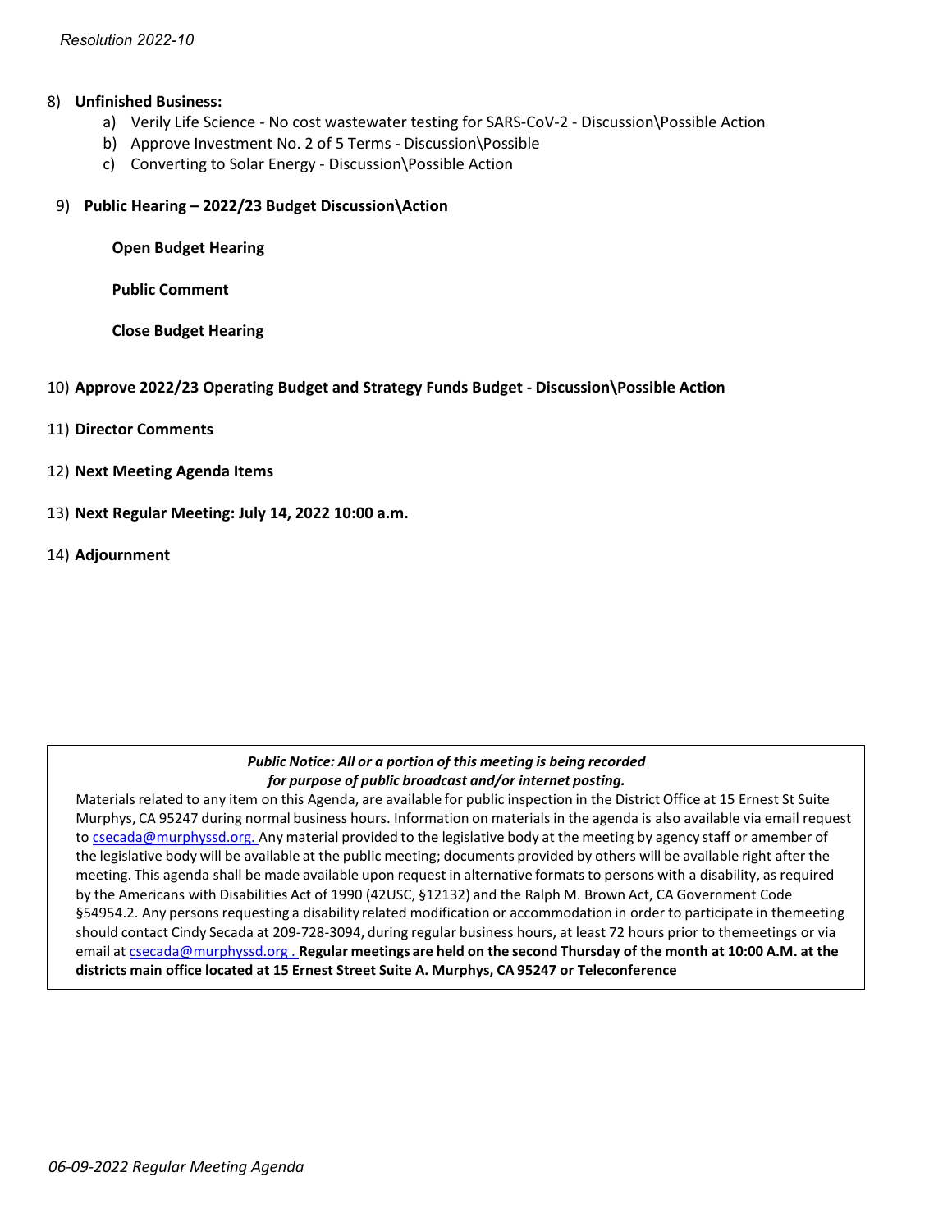8) **Unfinished Business:**
   a) Verily Life Science - No cost wastewater testing for SARS-CoV-2 - Discussion\Possible Action
   b) Approve Investment No. 2 of 5 Terms - Discussion\Possible
   c) Converting to Solar Energy - Discussion\Possible Action

9) **Public Hearing – 2022/23 Budget Discussion\Action**

   **Open Budget Hearing**

   **Public Comment**

   **Close Budget Hearing**

10) **Approve 2022/23 Operating Budget and Strategy Funds Budget - Discussion\Possible Action**

11) **Director Comments**

12) **Next Meeting Agenda Items**

13) **Next Regular Meeting: July 14, 2022 10:00 a.m.**

14) **Adjournment**

***Public Notice: All or a portion of this meeting is being recorded for purpose of public broadcast and/or internet posting.***

Materials related to any item on this Agenda, are available for public inspection in the District Office at 15 Ernest St Suite Murphys, CA 95247 during normal business hours. Information on materials in the agenda is also available via email request to csecada@murphyssd.org. Any material provided to the legislative body at the meeting by agency staff or amember of the legislative body will be available at the public meeting; documents provided by others will be available right after the meeting. This agenda shall be made available upon request in alternative formats to persons with a disability, as required by the Americans with Disabilities Act of 1990 (42USC, §12132) and the Ralph M. Brown Act, CA Government Code §54954.2. Any persons requesting a disability related modification or accommodation in order to participate in themeeting should contact Cindy Secada at 209-728-3094, during regular business hours, at least 72 hours prior to themeetings or via email at csecada@murphyssd.org . **Regular meetings are held on the second Thursday of the month at 10:00 A.M. at the districts main office located at 15 Ernest Street Suite A. Murphys, CA 95247 or Teleconference**